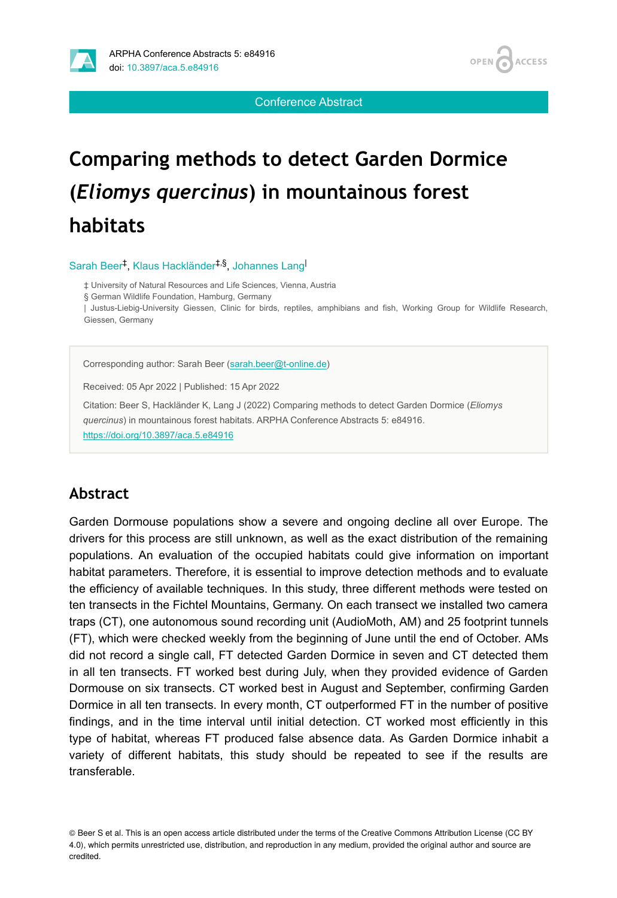ARPHA Conference Abstracts 5: e84916
doi: 10.3897/aca.5.e84916

Conference Abstract

# Comparing methods to detect Garden Dormice (*Eliomys quercinus*) in mountainous forest habitats

Sarah Beer[‡], Klaus Hackländer[‡,§], Johannes Lang[|]

‡ University of Natural Resources and Life Sciences, Vienna, Austria
§ German Wildlife Foundation, Hamburg, Germany
| Justus-Liebig-University Giessen, Clinic for birds, reptiles, amphibians and fish, Working Group for Wildlife Research, Giessen, Germany

Corresponding author: Sarah Beer (sarah.beer@t-online.de)

Received: 05 Apr 2022 | Published: 15 Apr 2022

Citation: Beer S, Hackländer K, Lang J (2022) Comparing methods to detect Garden Dormice (*Eliomys quercinus*) in mountainous forest habitats. ARPHA Conference Abstracts 5: e84916. https://doi.org/10.3897/aca.5.e84916

## Abstract

Garden Dormouse populations show a severe and ongoing decline all over Europe. The drivers for this process are still unknown, as well as the exact distribution of the remaining populations. An evaluation of the occupied habitats could give information on important habitat parameters. Therefore, it is essential to improve detection methods and to evaluate the efficiency of available techniques. In this study, three different methods were tested on ten transects in the Fichtel Mountains, Germany. On each transect we installed two camera traps (CT), one autonomous sound recording unit (AudioMoth, AM) and 25 footprint tunnels (FT), which were checked weekly from the beginning of June until the end of October. AMs did not record a single call, FT detected Garden Dormice in seven and CT detected them in all ten transects. FT worked best during July, when they provided evidence of Garden Dormouse on six transects. CT worked best in August and September, confirming Garden Dormice in all ten transects. In every month, CT outperformed FT in the number of positive findings, and in the time interval until initial detection. CT worked most efficiently in this type of habitat, whereas FT produced false absence data. As Garden Dormice inhabit a variety of different habitats, this study should be repeated to see if the results are transferable.

© Beer S et al. This is an open access article distributed under the terms of the Creative Commons Attribution License (CC BY 4.0), which permits unrestricted use, distribution, and reproduction in any medium, provided the original author and source are credited.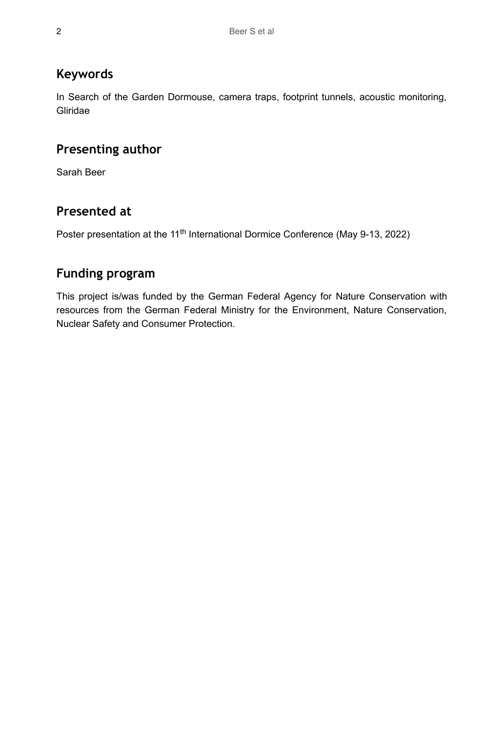## Keywords

In Search of the Garden Dormouse, camera traps, footprint tunnels, acoustic monitoring, Gliridae

## Presenting author

Sarah Beer

## Presented at

Poster presentation at the 11th International Dormice Conference (May 9-13, 2022)

## Funding program

This project is/was funded by the German Federal Agency for Nature Conservation with resources from the German Federal Ministry for the Environment, Nature Conservation, Nuclear Safety and Consumer Protection.